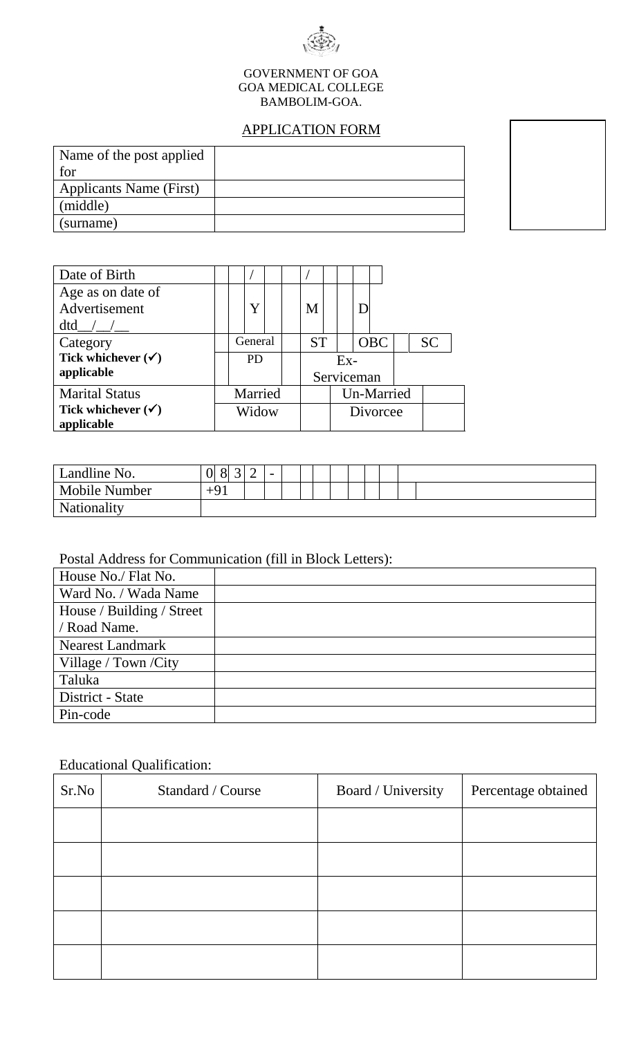GOVERNMENT OF GOA
GOA MEDICAL COLLEGE
BAMBOLIM-GOA.

## APPLICATION FORM

| | |
|---|---|
| Name of the post applied for | |
| Applicants Name (First) | |
| (middle) | |
| (surname) | |

| | | | | | | |
|---|---|---|---|---|---|---|
| Date of Birth | / | | / | | | |
| Age as on date of Advertisement dtd__/__/__ | Y | | M | | D | |
| Category | General | | ST | | OBC | SC |
| **Tick whichever (✓) applicable** | PD | | Ex-Serviceman | | | |
| Marital Status | Married | | Un-Married | | | |
| **Tick whichever (✓) applicable** | Widow | | Divorcee | | | |

| | |
|---|---|
| Landline No. | 0 8 3 2 - |
| Mobile Number | +91 |
| Nationality | |

Postal Address for Communication (fill in Block Letters):

| | |
|---|---|
| House No./ Flat No. | |
| Ward No. / Wada Name | |
| House / Building / Street / Road Name. | |
| Nearest Landmark | |
| Village / Town /City | |
| Taluka | |
| District - State | |
| Pin-code | |

Educational Qualification:

| Sr.No | Standard / Course | Board / University | Percentage obtained |
|---|---|---|---|
| | | | |
| | | | |
| | | | |
| | | | |
| | | | |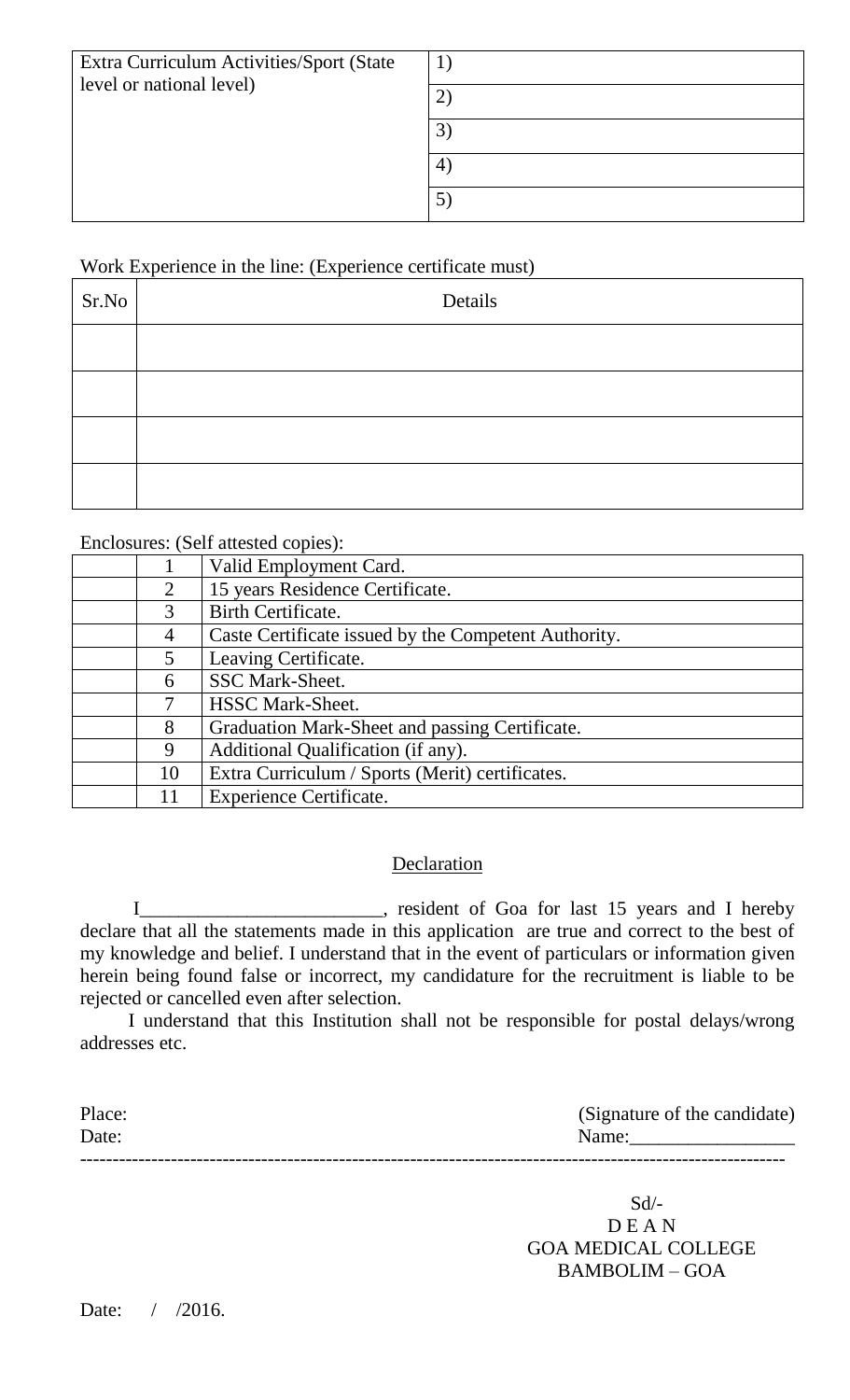| | |
|---|---|
| Extra Curriculum Activities/Sport (State level or national level) | 1) |
| | 2) |
| | 3) |
| | 4) |
| | 5) |

Work Experience in the line: (Experience certificate must)

| Sr.No | Details |
|---|---|
| | |
| | |
| | |
| | |

Enclosures: (Self attested copies):

| | | |
|---|---|---|
| | 1 | Valid Employment Card. |
| | 2 | 15 years Residence Certificate. |
| | 3 | Birth Certificate. |
| | 4 | Caste Certificate issued by the Competent Authority. |
| | 5 | Leaving Certificate. |
| | 6 | SSC Mark-Sheet. |
| | 7 | HSSC Mark-Sheet. |
| | 8 | Graduation Mark-Sheet and passing Certificate. |
| | 9 | Additional Qualification (if any). |
| | 10 | Extra Curriculum / Sports (Merit) certificates. |
| | 11 | Experience Certificate. |

## Declaration

I________________________, resident of Goa for last 15 years and I hereby declare that all the statements made in this application are true and correct to the best of my knowledge and belief. I understand that in the event of particulars or information given herein being found false or incorrect, my candidature for the recruitment is liable to be rejected or cancelled even after selection.

I understand that this Institution shall not be responsible for postal delays/wrong addresses etc.

Place: (Signature of the candidate)

Date: Name:________________

---

Sd/-
D E A N
GOA MEDICAL COLLEGE
BAMBOLIM – GOA

Date: / /2016.